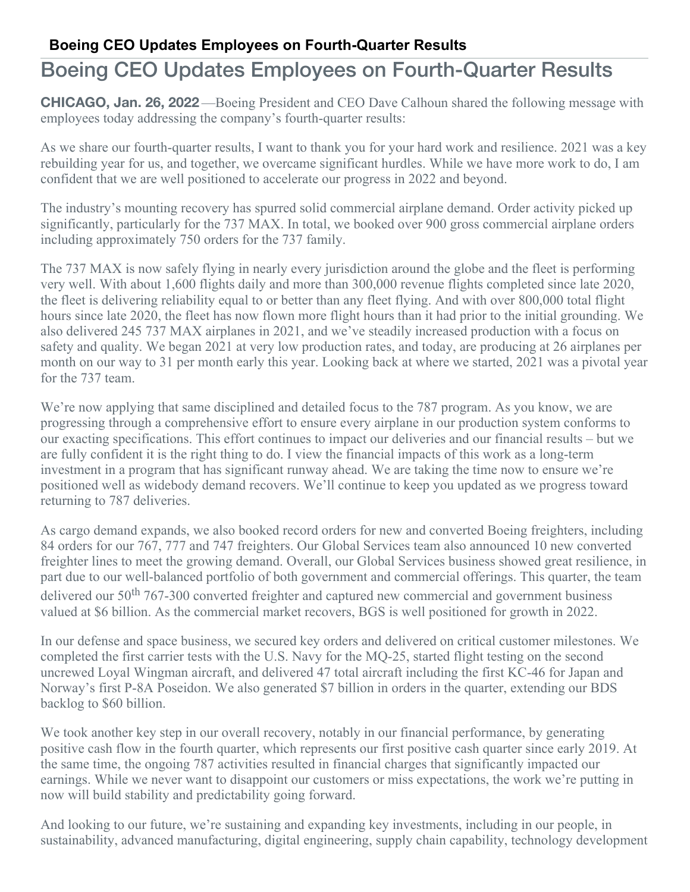# Boeing CEO Updates Employees on Fourth-Quarter Results

**CHICAGO, Jan. 26, 2022** —Boeing President and CEO Dave Calhoun shared the following message with employees today addressing the company's fourth-quarter results:

As we share our fourth-quarter results, I want to thank you for your hard work and resilience. 2021 was a key rebuilding year for us, and together, we overcame significant hurdles. While we have more work to do, I am confident that we are well positioned to accelerate our progress in 2022 and beyond.

The industry's mounting recovery has spurred solid commercial airplane demand. Order activity picked up significantly, particularly for the 737 MAX. In total, we booked over 900 gross commercial airplane orders including approximately 750 orders for the 737 family.

The 737 MAX is now safely flying in nearly every jurisdiction around the globe and the fleet is performing very well. With about 1,600 flights daily and more than 300,000 revenue flights completed since late 2020, the fleet is delivering reliability equal to or better than any fleet flying. And with over 800,000 total flight hours since late 2020, the fleet has now flown more flight hours than it had prior to the initial grounding. We also delivered 245 737 MAX airplanes in 2021, and we've steadily increased production with a focus on safety and quality. We began 2021 at very low production rates, and today, are producing at 26 airplanes per month on our way to 31 per month early this year. Looking back at where we started, 2021 was a pivotal year for the 737 team.

We're now applying that same disciplined and detailed focus to the 787 program. As you know, we are progressing through a comprehensive effort to ensure every airplane in our production system conforms to our exacting specifications. This effort continues to impact our deliveries and our financial results – but we are fully confident it is the right thing to do. I view the financial impacts of this work as a long-term investment in a program that has significant runway ahead. We are taking the time now to ensure we're positioned well as widebody demand recovers. We'll continue to keep you updated as we progress toward returning to 787 deliveries.

As cargo demand expands, we also booked record orders for new and converted Boeing freighters, including 84 orders for our 767, 777 and 747 freighters. Our Global Services team also announced 10 new converted freighter lines to meet the growing demand. Overall, our Global Services business showed great resilience, in part due to our well-balanced portfolio of both government and commercial offerings. This quarter, the team delivered our 50th 767-300 converted freighter and captured new commercial and government business valued at $6 billion. As the commercial market recovers, BGS is well positioned for growth in 2022.

In our defense and space business, we secured key orders and delivered on critical customer milestones. We completed the first carrier tests with the U.S. Navy for the MQ-25, started flight testing on the second uncrewed Loyal Wingman aircraft, and delivered 47 total aircraft including the first KC-46 for Japan and Norway's first P-8A Poseidon. We also generated $7 billion in orders in the quarter, extending our BDS backlog to $60 billion.

We took another key step in our overall recovery, notably in our financial performance, by generating positive cash flow in the fourth quarter, which represents our first positive cash quarter since early 2019. At the same time, the ongoing 787 activities resulted in financial charges that significantly impacted our earnings. While we never want to disappoint our customers or miss expectations, the work we're putting in now will build stability and predictability going forward.

And looking to our future, we're sustaining and expanding key investments, including in our people, in sustainability, advanced manufacturing, digital engineering, supply chain capability, technology development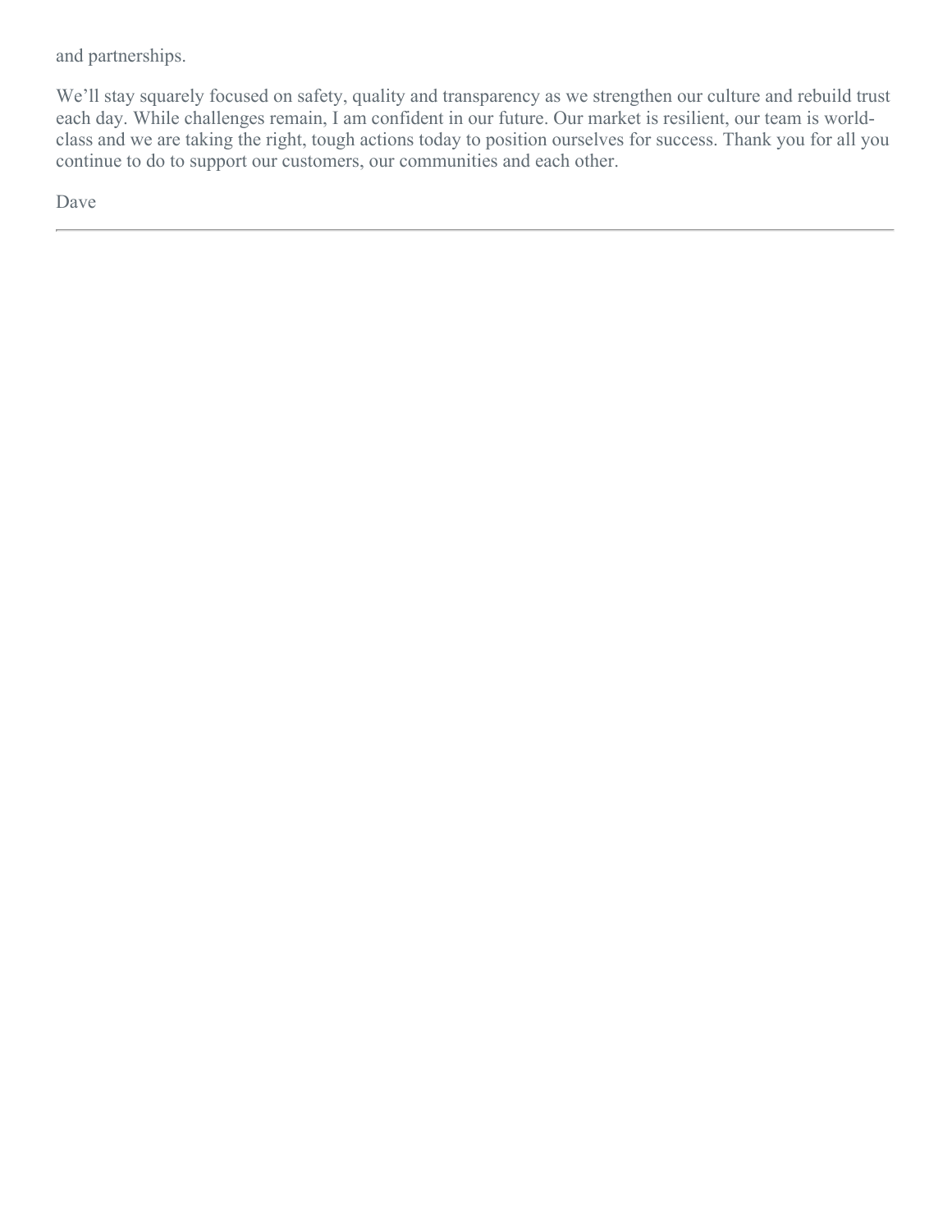and partnerships.

We'll stay squarely focused on safety, quality and transparency as we strengthen our culture and rebuild trust each day. While challenges remain, I am confident in our future. Our market is resilient, our team is world-class and we are taking the right, tough actions today to position ourselves for success. Thank you for all you continue to do to support our customers, our communities and each other.

Dave

---